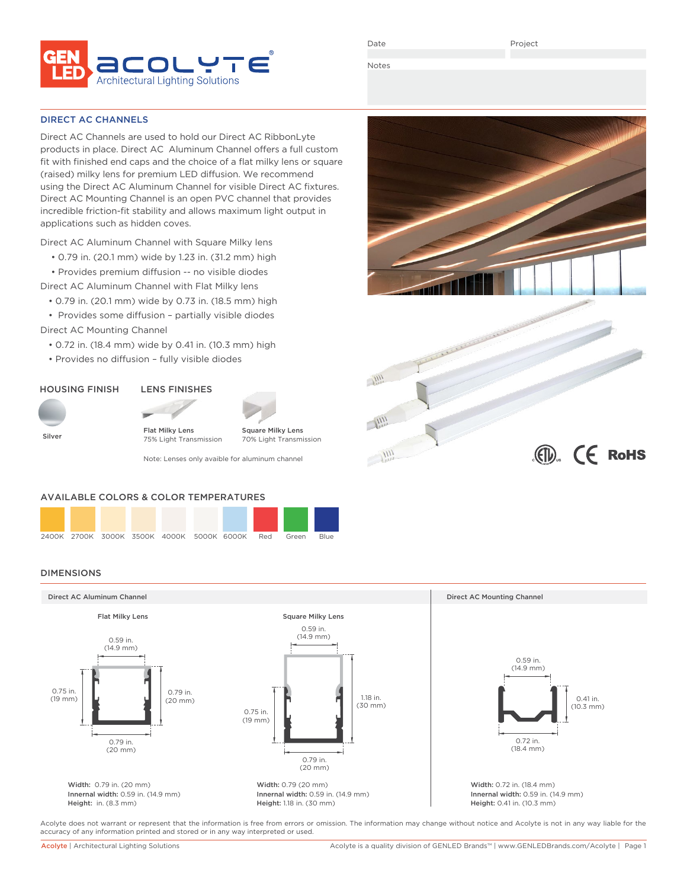GEN LED acolyte®
Architectural Lighting Solutions

Date

Project

Notes

## DIRECT AC CHANNELS

Direct AC Channels are used to hold our Direct AC RibbonLyte products in place. Direct AC Aluminum Channel offers a full custom fit with finished end caps and the choice of a flat milky lens or square (raised) milky lens for premium LED diffusion. We recommend using the Direct AC Aluminum Channel for visible Direct AC fixtures. Direct AC Mounting Channel is an open PVC channel that provides incredible friction-fit stability and allows maximum light output in applications such as hidden coves.

Direct AC Aluminum Channel with Square Milky lens

- 0.79 in. (20.1 mm) wide by 1.23 in. (31.2 mm) high
- Provides premium diffusion -- no visible diodes

Direct AC Aluminum Channel with Flat Milky lens

- 0.79 in. (20.1 mm) wide by 0.73 in. (18.5 mm) high
- Provides some diffusion – partially visible diodes

Direct AC Mounting Channel

- 0.72 in. (18.4 mm) wide by 0.41 in. (10.3 mm) high
- Provides no diffusion – fully visible diodes

### HOUSING FINISH

Silver

### LENS FINISHES

Flat Milky Lens
75% Light Transmission

Square Milky Lens
70% Light Transmission

Note: Lenses only avaible for aluminum channel

ETL CE RoHS

### AVAILABLE COLORS & COLOR TEMPERATURES

2400K | 2700K | 3000K | 3500K | 4000K | 5000K | 6000K | Red | Green | Blue

## DIMENSIONS

### Direct AC Aluminum Channel

**Flat Milky Lens**

0.59 in. (14.9 mm)
0.75 in. (19 mm)
0.79 in. (20 mm)
0.79 in. (20 mm)

**Width:** 0.79 in. (20 mm)
**Innernal width:** 0.59 in. (14.9 mm)
**Height:** in. (8.3 mm)

**Square Milky Lens**

0.59 in. (14.9 mm)
1.18 in. (30 mm)
0.75 in. (19 mm)
0.79 in. (20 mm)

**Width:** 0.79 (20 mm)
**Innernal width:** 0.59 in. (14.9 mm)
**Height:** 1.18 in. (30 mm)

### Direct AC Mounting Channel

0.59 in. (14.9 mm)
0.41 in. (10.3 mm)
0.72 in. (18.4 mm)

**Width:** 0.72 in. (18.4 mm)
**Innernal width:** 0.59 in. (14.9 mm)
**Height:** 0.41 in. (10.3 mm)

Acolyte does not warrant or represent that the information is free from errors or omission. The information may change without notice and Acolyte is not in any way liable for the accuracy of any information printed and stored or in any way interpreted or used.

Acolyte | Architectural Lighting Solutions     Acolyte is a quality division of GENLED Brands™ | www.GENLEDBrands.com/Acolyte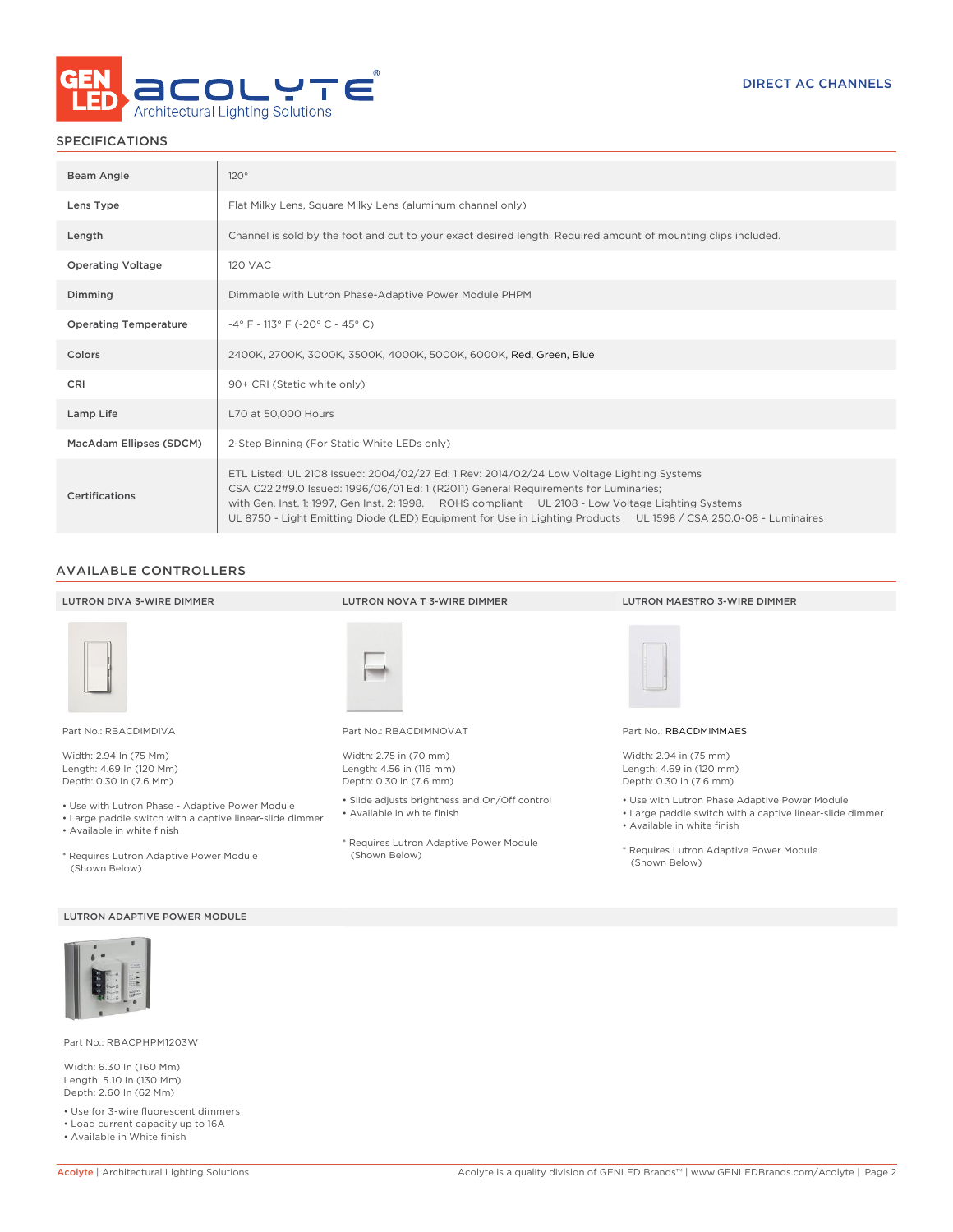DIRECT AC CHANNELS

## SPECIFICATIONS

| | |
|---|---|
| Beam Angle | 120° |
| Lens Type | Flat Milky Lens, Square Milky Lens (aluminum channel only) |
| Length | Channel is sold by the foot and cut to your exact desired length. Required amount of mounting clips included. |
| Operating Voltage | 120 VAC |
| Dimming | Dimmable with Lutron Phase-Adaptive Power Module PHPM |
| Operating Temperature | -4° F - 113° F (-20° C - 45° C) |
| Colors | 2400K, 2700K, 3000K, 3500K, 4000K, 5000K, 6000K, Red, Green, Blue |
| CRI | 90+ CRI (Static white only) |
| Lamp Life | L70 at 50,000 Hours |
| MacAdam Ellipses (SDCM) | 2-Step Binning (For Static White LEDs only) |
| Certifications | ETL Listed: UL 2108 Issued: 2004/02/27 Ed: 1 Rev: 2014/02/24 Low Voltage Lighting Systems CSA C22.2#9.0 Issued: 1996/06/01 Ed: 1 (R2011) General Requirements for Luminaries; with Gen. Inst. 1: 1997, Gen Inst. 2: 1998. ROHS compliant UL 2108 - Low Voltage Lighting Systems UL 8750 - Light Emitting Diode (LED) Equipment for Use in Lighting Products UL 1598 / CSA 250.0-08 - Luminaires |

## AVAILABLE CONTROLLERS

### LUTRON DIVA 3-WIRE DIMMER

Part No.: RBACDIMDIVA

Width: 2.94 In (75 Mm)
Length: 4.69 In (120 Mm)
Depth: 0.30 In (7.6 Mm)

- Use with Lutron Phase - Adaptive Power Module
- Large paddle switch with a captive linear-slide dimmer
- Available in white finish

* Requires Lutron Adaptive Power Module (Shown Below)

### LUTRON NOVA T 3-WIRE DIMMER

Part No.: RBACDIMNOVAT

Width: 2.75 in (70 mm)
Length: 4.56 in (116 mm)
Depth: 0.30 in (7.6 mm)

- Slide adjusts brightness and On/Off control
- Available in white finish

* Requires Lutron Adaptive Power Module (Shown Below)

### LUTRON MAESTRO 3-WIRE DIMMER

Part No.: RBACDMIMMAES

Width: 2.94 in (75 mm)
Length: 4.69 in (120 mm)
Depth: 0.30 in (7.6 mm)

- Use with Lutron Phase Adaptive Power Module
- Large paddle switch with a captive linear-slide dimmer
- Available in white finish

* Requires Lutron Adaptive Power Module (Shown Below)

### LUTRON ADAPTIVE POWER MODULE

Part No.: RBACPHPM1203W

Width: 6.30 In (160 Mm)
Length: 5.10 In (130 Mm)
Depth: 2.60 In (62 Mm)

- Use for 3-wire fluorescent dimmers
- Load current capacity up to 16A
- Available in White finish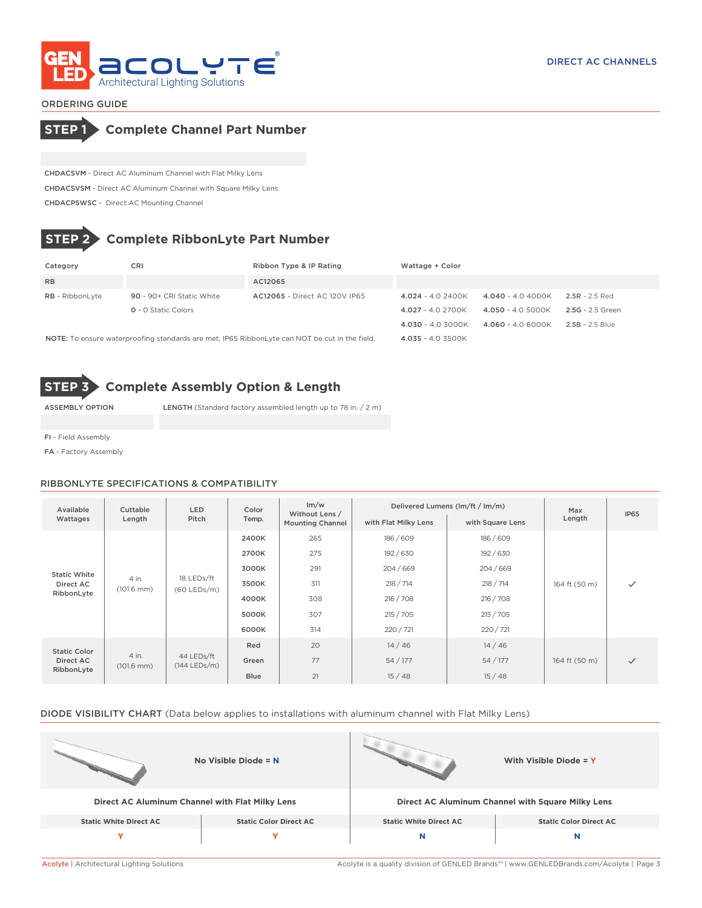DIRECT AC CHANNELS

ORDERING GUIDE

## STEP 1 Complete Channel Part Number

**CHDACSVM** - Direct AC Aluminum Channel with Flat Milky Lens

**CHDACSVSM** - Direct AC Aluminum Channel with Square Milky Lens

**CHDACPSWSC** - Direct AC Mounting Channel

## STEP 2 Complete RibbonLyte Part Number

| Category | CRI | Ribbon Type & IP Rating | Wattage + Color | | |
|---|---|---|---|---|---|
| RB | | AC12065 | | | |
| **RB** - RibbonLyte | **90** - 90+ CRI Static White | **AC12065** - Direct AC 120V IP65 | **4.024** - 4.0 2400K | **4.040** - 4.0 4000K | **2.5R** - 2.5 Red |
| | **0** - 0 Static Colors | | **4.027** - 4.0 2700K | **4.050** - 4.0 5000K | **2.5G** - 2.5 Green |
| | | | **4.030** - 4.0 3000K | **4.060** - 4.0 6000K | **2.5B** - 2.5 Blue |
| | | | **4.035** - 4.0 3500K | | |

**NOTE:** To ensure waterproofing standards are met, IP65 RibbonLyte can NOT be cut in the field.

## STEP 3 Complete Assembly Option & Length

| ASSEMBLY OPTION | LENGTH (Standard factory assembled length up to 78 in. / 2 m) |
|---|---|
| | |

**FI** - Field Assembly

**FA** - Factory Assembly

## RIBBONLYTE SPECIFICATIONS & COMPATIBILITY

| Available Wattages | Cuttable Length | LED Pitch | Color Temp. | lm/w Without Lens / Mounting Channel | Delivered Lumens (lm/ft / lm/m) | | Max Length | IP65 |
|---|---|---|---|---|---|---|---|---|
| | | | | | with Flat Milky Lens | with Square Lens | | |
| Static White Direct AC RibbonLyte | 4 in. (101.6 mm) | 18 LEDs/ft (60 LEDs/m) | **2400K** | 265 | 186 / 609 | 186 / 609 | 164 ft (50 m) | ✓ |
| | | | **2700K** | 275 | 192 / 630 | 192 / 630 | | |
| | | | **3000K** | 291 | 204 / 669 | 204 / 669 | | |
| | | | **3500K** | 311 | 218 / 714 | 218 / 714 | | |
| | | | **4000K** | 308 | 216 / 708 | 216 / 708 | | |
| | | | **5000K** | 307 | 215 / 705 | 215 / 705 | | |
| | | | **6000K** | 314 | 220 / 721 | 220 / 721 | | |
| Static Color Direct AC RibbonLyte | 4 in. (101.6 mm) | 44 LEDs/ft (144 LEDs/m) | **Red** | 20 | 14 / 46 | 14 / 46 | 164 ft (50 m) | ✓ |
| | | | **Green** | 77 | 54 / 177 | 54 / 177 | | |
| | | | **Blue** | 21 | 15 / 48 | 15 / 48 | | |

## DIODE VISIBILITY CHART (Data below applies to installations with aluminum channel with Flat Milky Lens)

**No Visible Diode = N** | **With Visible Diode = Y**

| Direct AC Aluminum Channel with Flat Milky Lens | | Direct AC Aluminum Channel with Square Milky Lens | |
|---|---|---|---|
| **Static White Direct AC** | **Static Color Direct AC** | **Static White Direct AC** | **Static Color Direct AC** |
| Y | Y | N | N |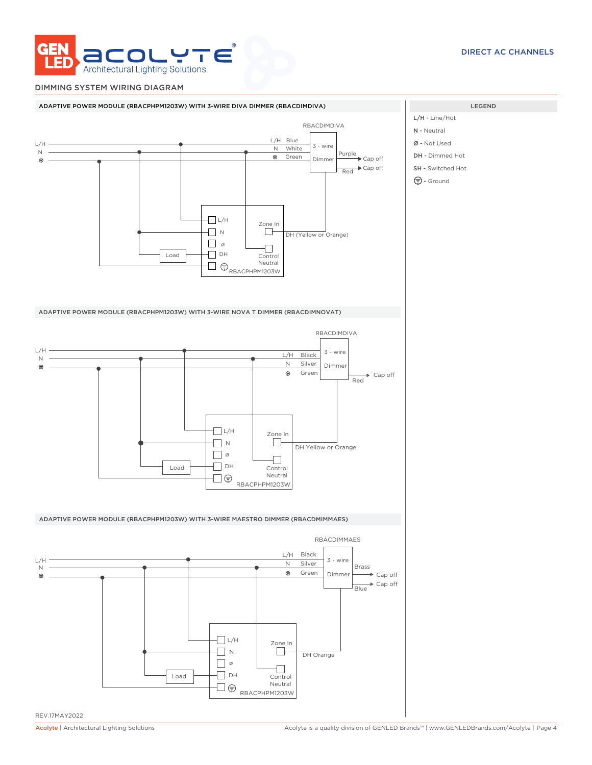DIRECT AC CHANNELS

## DIMMING SYSTEM WIRING DIAGRAM

### ADAPTIVE POWER MODULE (RBACPHPM1203W) WITH 3-WIRE DIVA DIMMER (RBACDIMDIVA)

RBACDIMDIVA

L/H
N
⏚

L/H Blue
N White
⏚ Green

3 - wire
Dimmer

Purple → Cap off
Red → Cap off

L/H
N
ø
DH
⏚

Zone In
DH (Yellow or Orange)
Control
Neutral

Load

RBACPHPM1203W

### ADAPTIVE POWER MODULE (RBACPHPM1203W) WITH 3-WIRE NOVA T DIMMER (RBACDIMNOVAT)

RBACDIMDIVA

L/H
N
⏚

L/H Black
N Silver
⏚ Green

3 - wire
Dimmer

Red → Cap off

L/H
N
ø
DH
⏚

Zone In
DH Yellow or Orange
Control
Neutral

Load

RBACPHPM1203W

### ADAPTIVE POWER MODULE (RBACPHPM1203W) WITH 3-WIRE MAESTRO DIMMER (RBACDIMMAES)

RBACDIMMAES

L/H
N
⏚

L/H Black
N Silver
⏚ Green

3 - wire
Dimmer

Brass → Cap off
Blue → Cap off

L/H
N
ø
DH
⏚

Zone In
DH Orange
Control
Neutral

Load

RBACPHPM1203W

### LEGEND

- **L/H** - Line/Hot
- **N** - Neutral
- **Ø** - Not Used
- **DH** - Dimmed Hot
- **SH** - Switched Hot
- ⏚ - Ground

REV.17MAY2022

Acolyte | Architectural Lighting Solutions — Acolyte is a quality division of GENLED Brands™ | www.GENLEDBrands.com/Acolyte